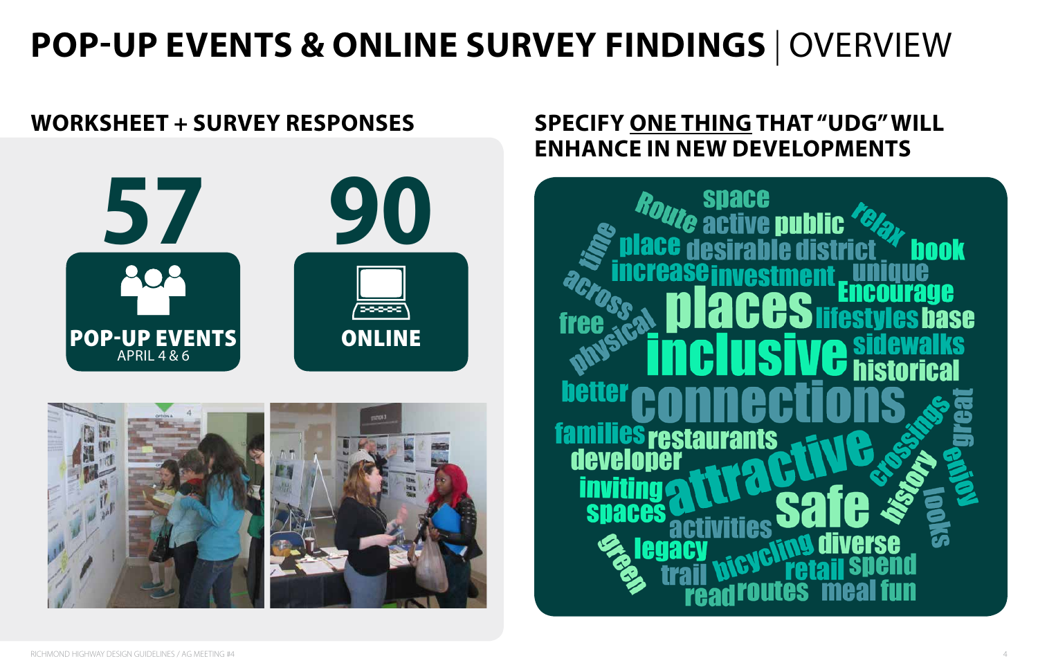# POP-UP EVENTS & ONLINE SURVEY FINDINGS | OVERVIEW

## WORKSHEET + SURVEY RESPONSES

**57**

**POP-UP EVENTS**
APRIL 4 & 6

**90**

**ONLINE**

## SPECIFY ONE THING THAT "UDG" WILL ENHANCE IN NEW DEVELOPMENTS

space, Route, active, public, relax, time, place, desirable, district, book, increase, investment, unique, across, Encourage, free, places, lifestyles, base, physical, inclusive, sidewalks, historical, better, connections, great, crossings, families, restaurants, developer, enjoy, history, inviting, attractive, spaces, safe, looks, activities, green, legacy, bicycling, diverse, trail, retail, spend, read, routes, meal, fun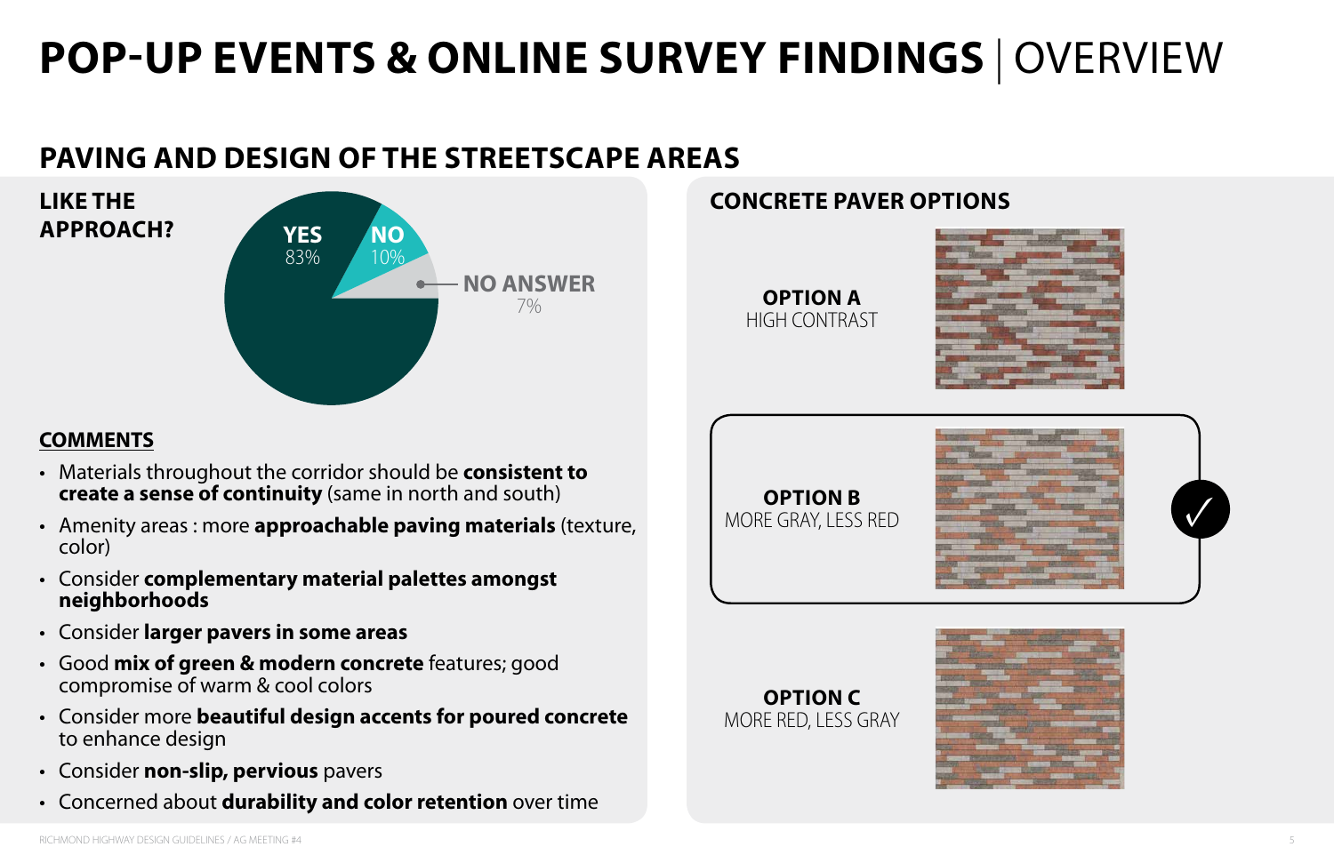# POP-UP EVENTS & ONLINE SURVEY FINDINGS | OVERVIEW

## PAVING AND DESIGN OF THE STREETSCAPE AREAS

### LIKE THE APPROACH?

| Response | Percentage |
|---|---|
| YES | 83% |
| NO | 10% |
| NO ANSWER | 7% |

### COMMENTS

- Materials throughout the corridor should be **consistent to create a sense of continuity** (same in north and south)
- Amenity areas : more **approachable paving materials** (texture, color)
- Consider **complementary material palettes amongst neighborhoods**
- Consider **larger pavers in some areas**
- Good **mix of green & modern concrete** features; good compromise of warm & cool colors
- Consider more **beautiful design accents for poured concrete** to enhance design
- Consider **non-slip, pervious** pavers
- Concerned about **durability and color retention** over time

### CONCRETE PAVER OPTIONS

**OPTION A**
HIGH CONTRAST

**OPTION B** ✓
MORE GRAY, LESS RED

**OPTION C**
MORE RED, LESS GRAY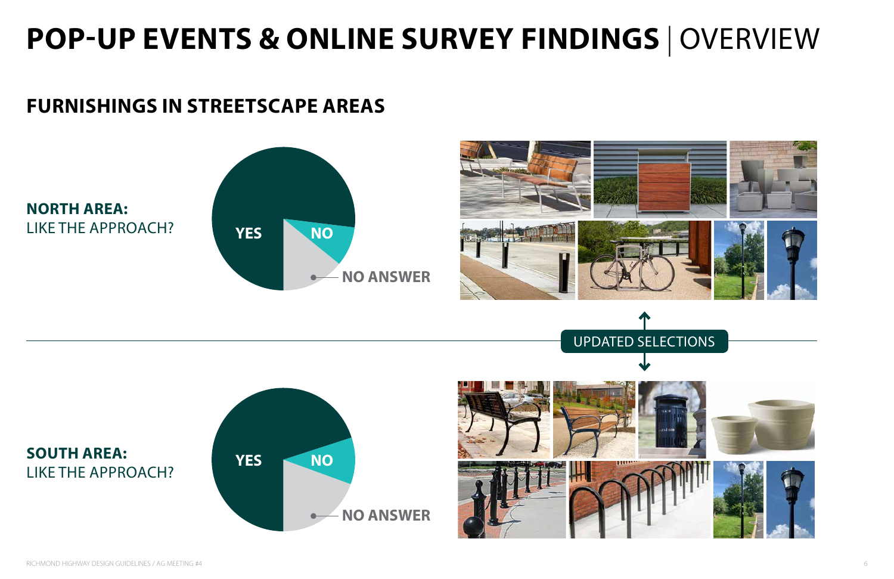# POP-UP EVENTS & ONLINE SURVEY FINDINGS | OVERVIEW

## FURNISHINGS IN STREETSCAPE AREAS

**NORTH AREA:**
LIKE THE APPROACH?

YES
NO
NO ANSWER

UPDATED SELECTIONS

**SOUTH AREA:**
LIKE THE APPROACH?

YES
NO
NO ANSWER